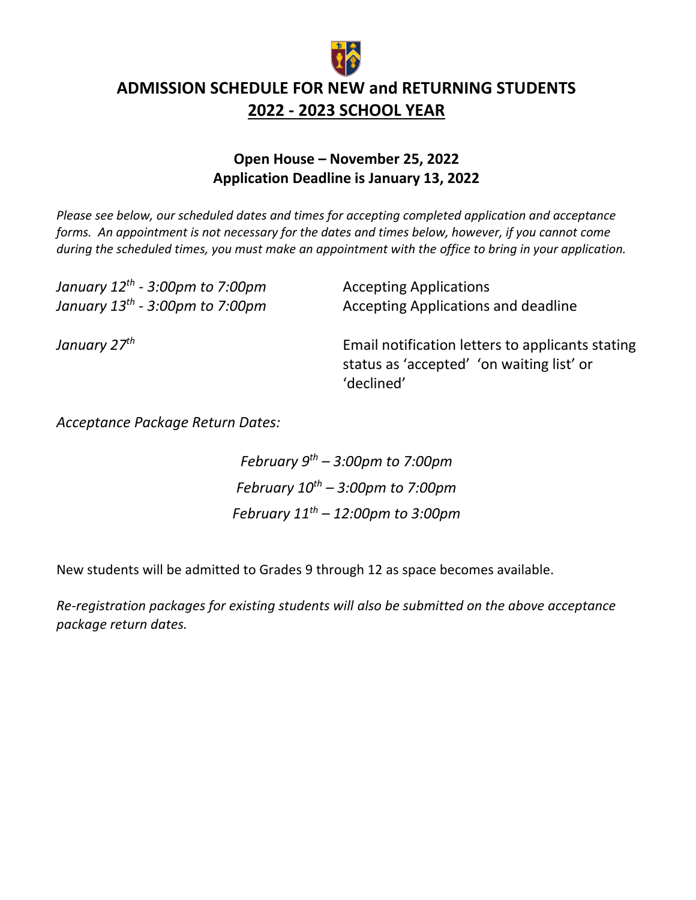# ADMISSION SCHEDULE FOR NEW and RETURNING STUDENTS

## 2022 - 2023 SCHOOL YEAR

**Open House – November 25, 2022**
**Application Deadline is January 13, 2022**

*Please see below, our scheduled dates and times for accepting completed application and acceptance forms. An appointment is not necessary for the dates and times below, however, if you cannot come during the scheduled times, you must make an appointment with the office to bring in your application.*

*January 12th - 3:00pm to 7:00pm* — Accepting Applications
*January 13th - 3:00pm to 7:00pm* — Accepting Applications and deadline

*January 27th* — Email notification letters to applicants stating status as 'accepted' 'on waiting list' or 'declined'

*Acceptance Package Return Dates:*

*February 9th – 3:00pm to 7:00pm*
*February 10th – 3:00pm to 7:00pm*
*February 11th – 12:00pm to 3:00pm*

New students will be admitted to Grades 9 through 12 as space becomes available.

*Re-registration packages for existing students will also be submitted on the above acceptance package return dates.*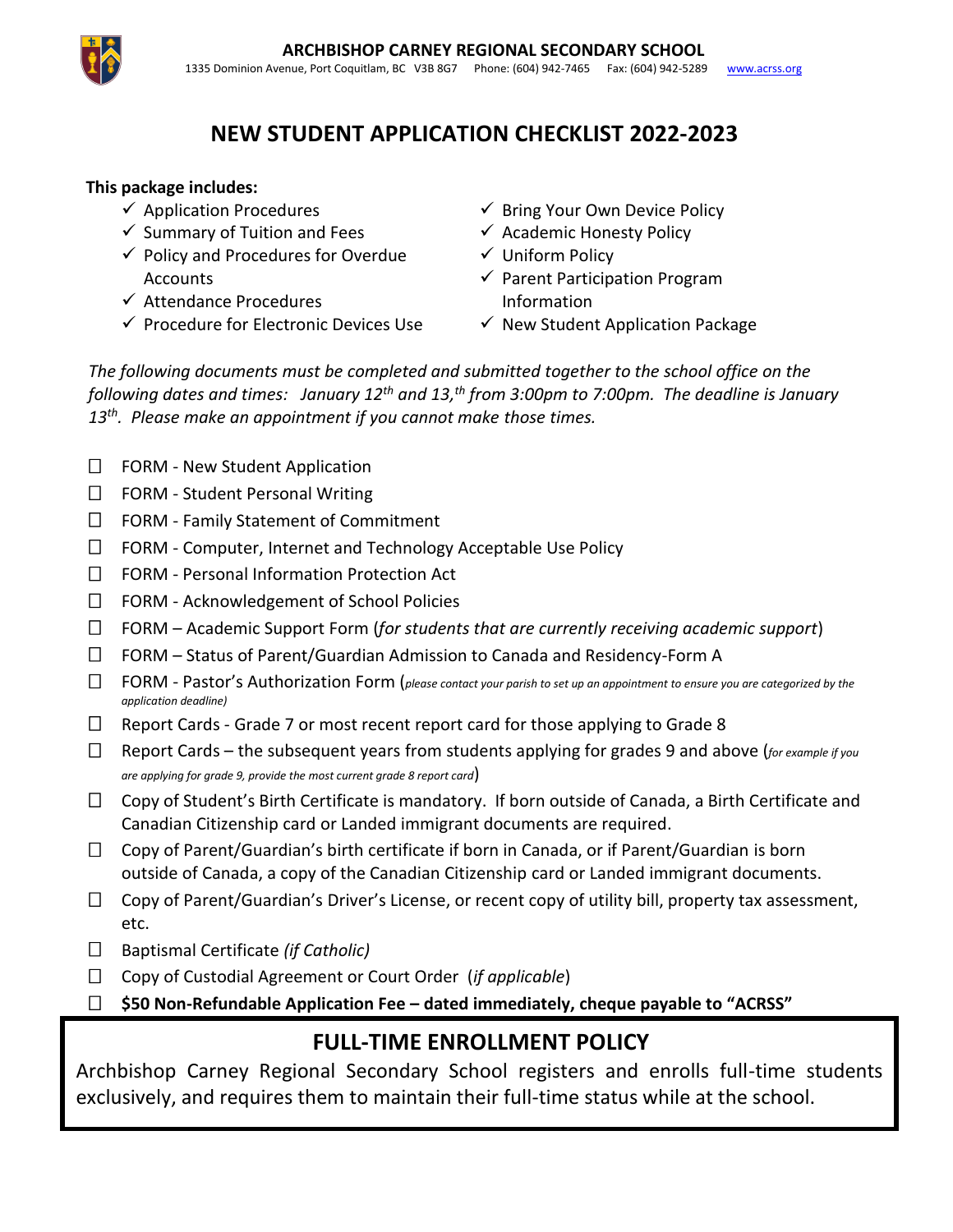**ARCHBISHOP CARNEY REGIONAL SECONDARY SCHOOL**

1335 Dominion Avenue, Port Coquitlam, BC V3B 8G7 Phone: (604) 942-7465 Fax: (604) 942-5289 www.acrss.org

# NEW STUDENT APPLICATION CHECKLIST 2022-2023

**This package includes:**

- ✓ Application Procedures
- ✓ Summary of Tuition and Fees
- ✓ Policy and Procedures for Overdue Accounts
- ✓ Attendance Procedures
- ✓ Procedure for Electronic Devices Use
- ✓ Bring Your Own Device Policy
- ✓ Academic Honesty Policy
- ✓ Uniform Policy
- ✓ Parent Participation Program Information
- ✓ New Student Application Package

*The following documents must be completed and submitted together to the school office on the following dates and times: January 12th and 13,th from 3:00pm to 7:00pm. The deadline is January 13th. Please make an appointment if you cannot make those times.*

- ☐ FORM - New Student Application
- ☐ FORM - Student Personal Writing
- ☐ FORM - Family Statement of Commitment
- ☐ FORM - Computer, Internet and Technology Acceptable Use Policy
- ☐ FORM - Personal Information Protection Act
- ☐ FORM - Acknowledgement of School Policies
- ☐ FORM – Academic Support Form (*for students that are currently receiving academic support*)
- ☐ FORM – Status of Parent/Guardian Admission to Canada and Residency-Form A
- ☐ FORM - Pastor's Authorization Form (*please contact your parish to set up an appointment to ensure you are categorized by the application deadline)*
- ☐ Report Cards - Grade 7 or most recent report card for those applying to Grade 8
- ☐ Report Cards – the subsequent years from students applying for grades 9 and above (*for example if you are applying for grade 9, provide the most current grade 8 report card*)
- ☐ Copy of Student's Birth Certificate is mandatory. If born outside of Canada, a Birth Certificate and Canadian Citizenship card or Landed immigrant documents are required.
- ☐ Copy of Parent/Guardian's birth certificate if born in Canada, or if Parent/Guardian is born outside of Canada, a copy of the Canadian Citizenship card or Landed immigrant documents.
- ☐ Copy of Parent/Guardian's Driver's License, or recent copy of utility bill, property tax assessment, etc.
- ☐ Baptismal Certificate *(if Catholic)*
- ☐ Copy of Custodial Agreement or Court Order (*if applicable*)
- ☐ **$50 Non-Refundable Application Fee – dated immediately, cheque payable to "ACRSS"**

## FULL-TIME ENROLLMENT POLICY

Archbishop Carney Regional Secondary School registers and enrolls full-time students exclusively, and requires them to maintain their full-time status while at the school.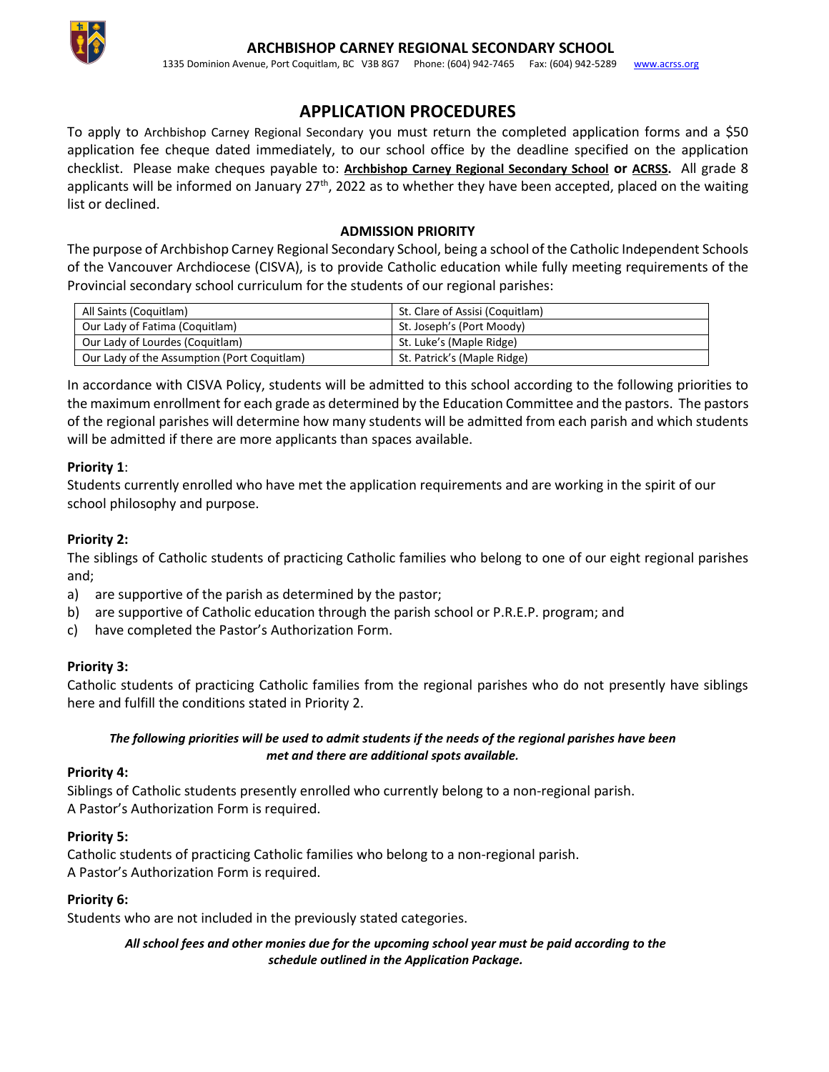# ARCHBISHOP CARNEY REGIONAL SECONDARY SCHOOL

1335 Dominion Avenue, Port Coquitlam, BC V3B 8G7 Phone: (604) 942-7465 Fax: (604) 942-5289 www.acrss.org

## APPLICATION PROCEDURES

To apply to Archbishop Carney Regional Secondary you must return the completed application forms and a $50 application fee cheque dated immediately, to our school office by the deadline specified on the application checklist. Please make cheques payable to: **Archbishop Carney Regional Secondary School or ACRSS.** All grade 8 applicants will be informed on January 27th, 2022 as to whether they have been accepted, placed on the waiting list or declined.

### ADMISSION PRIORITY

The purpose of Archbishop Carney Regional Secondary School, being a school of the Catholic Independent Schools of the Vancouver Archdiocese (CISVA), is to provide Catholic education while fully meeting requirements of the Provincial secondary school curriculum for the students of our regional parishes:

| | |
|---|---|
| All Saints (Coquitlam) | St. Clare of Assisi (Coquitlam) |
| Our Lady of Fatima (Coquitlam) | St. Joseph's (Port Moody) |
| Our Lady of Lourdes (Coquitlam) | St. Luke's (Maple Ridge) |
| Our Lady of the Assumption (Port Coquitlam) | St. Patrick's (Maple Ridge) |

In accordance with CISVA Policy, students will be admitted to this school according to the following priorities to the maximum enrollment for each grade as determined by the Education Committee and the pastors. The pastors of the regional parishes will determine how many students will be admitted from each parish and which students will be admitted if there are more applicants than spaces available.

**Priority 1**:
Students currently enrolled who have met the application requirements and are working in the spirit of our school philosophy and purpose.

**Priority 2:**
The siblings of Catholic students of practicing Catholic families who belong to one of our eight regional parishes and;

a) are supportive of the parish as determined by the pastor;
b) are supportive of Catholic education through the parish school or P.R.E.P. program; and
c) have completed the Pastor's Authorization Form.

**Priority 3:**
Catholic students of practicing Catholic families from the regional parishes who do not presently have siblings here and fulfill the conditions stated in Priority 2.

***The following priorities will be used to admit students if the needs of the regional parishes have been met and there are additional spots available.***

**Priority 4:**
Siblings of Catholic students presently enrolled who currently belong to a non-regional parish.
A Pastor's Authorization Form is required.

**Priority 5:**
Catholic students of practicing Catholic families who belong to a non-regional parish.
A Pastor's Authorization Form is required.

**Priority 6:**
Students who are not included in the previously stated categories.

***All school fees and other monies due for the upcoming school year must be paid according to the schedule outlined in the Application Package.***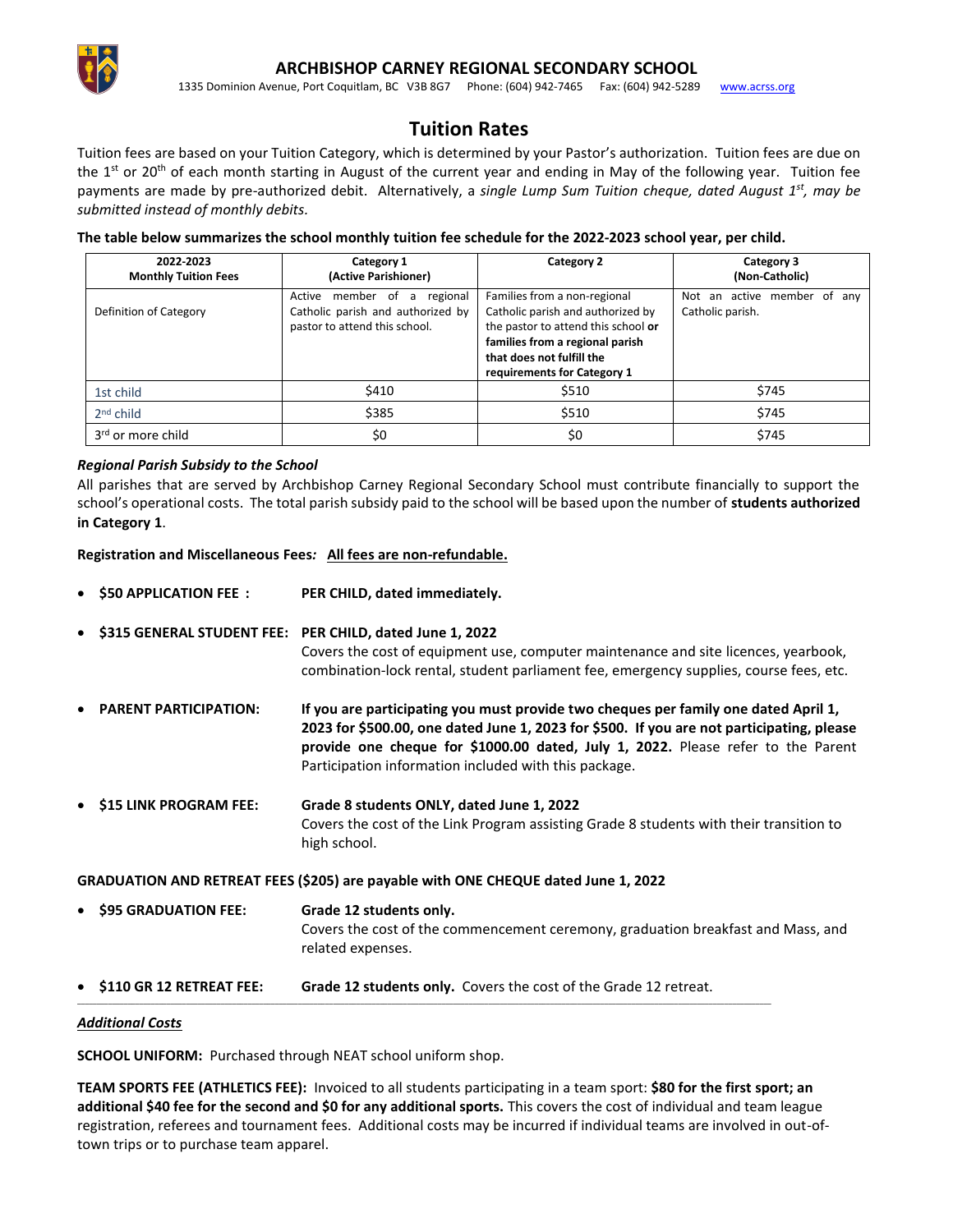# ARCHBISHOP CARNEY REGIONAL SECONDARY SCHOOL

1335 Dominion Avenue, Port Coquitlam, BC V3B 8G7 Phone: (604) 942-7465 Fax: (604) 942-5289 www.acrss.org

## Tuition Rates

Tuition fees are based on your Tuition Category, which is determined by your Pastor's authorization. Tuition fees are due on the 1st or 20th of each month starting in August of the current year and ending in May of the following year. Tuition fee payments are made by pre-authorized debit. Alternatively, a *single Lump Sum Tuition cheque, dated August 1st, may be submitted instead of monthly debits.*

**The table below summarizes the school monthly tuition fee schedule for the 2022-2023 school year, per child.**

| 2022-2023 Monthly Tuition Fees | Category 1 (Active Parishioner) | Category 2 | Category 3 (Non-Catholic) |
|---|---|---|---|
| Definition of Category | Active member of a regional Catholic parish and authorized by pastor to attend this school. | Families from a non-regional Catholic parish and authorized by the pastor to attend this school **or families from a regional parish that does not fulfill the requirements for Category 1** | Not an active member of any Catholic parish. |
| 1st child | $410 | $510 | $745 |
| 2nd child | $385 | $510 | $745 |
| 3rd or more child | $0 | $0 | $745 |

***Regional Parish Subsidy to the School***

All parishes that are served by Archbishop Carney Regional Secondary School must contribute financially to support the school's operational costs. The total parish subsidy paid to the school will be based upon the number of **students authorized in Category 1**.

**Registration and Miscellaneous Fees*:*** **All fees are non-refundable.**

- **$50 APPLICATION FEE :** **PER CHILD, dated immediately.**
- **$315 GENERAL STUDENT FEE:** **PER CHILD, dated June 1, 2022**
  Covers the cost of equipment use, computer maintenance and site licences, yearbook, combination-lock rental, student parliament fee, emergency supplies, course fees, etc.
- **PARENT PARTICIPATION:** **If you are participating you must provide two cheques per family one dated April 1, 2023 for $500.00, one dated June 1, 2023 for $500. If you are not participating, please provide one cheque for $1000.00 dated, July 1, 2022.** Please refer to the Parent Participation information included with this package.
- **$15 LINK PROGRAM FEE:** **Grade 8 students ONLY, dated June 1, 2022**
  Covers the cost of the Link Program assisting Grade 8 students with their transition to high school.

**GRADUATION AND RETREAT FEES ($205) are payable with ONE CHEQUE dated June 1, 2022**

- **$95 GRADUATION FEE:** **Grade 12 students only.**
  Covers the cost of the commencement ceremony, graduation breakfast and Mass, and related expenses.
- **$110 GR 12 RETREAT FEE:** **Grade 12 students only.** Covers the cost of the Grade 12 retreat.

***Additional Costs***

**SCHOOL UNIFORM:** Purchased through NEAT school uniform shop.

**TEAM SPORTS FEE (ATHLETICS FEE):** Invoiced to all students participating in a team sport: **$80 for the first sport; an additional $40 fee for the second and $0 for any additional sports.** This covers the cost of individual and team league registration, referees and tournament fees. Additional costs may be incurred if individual teams are involved in out-of-town trips or to purchase team apparel.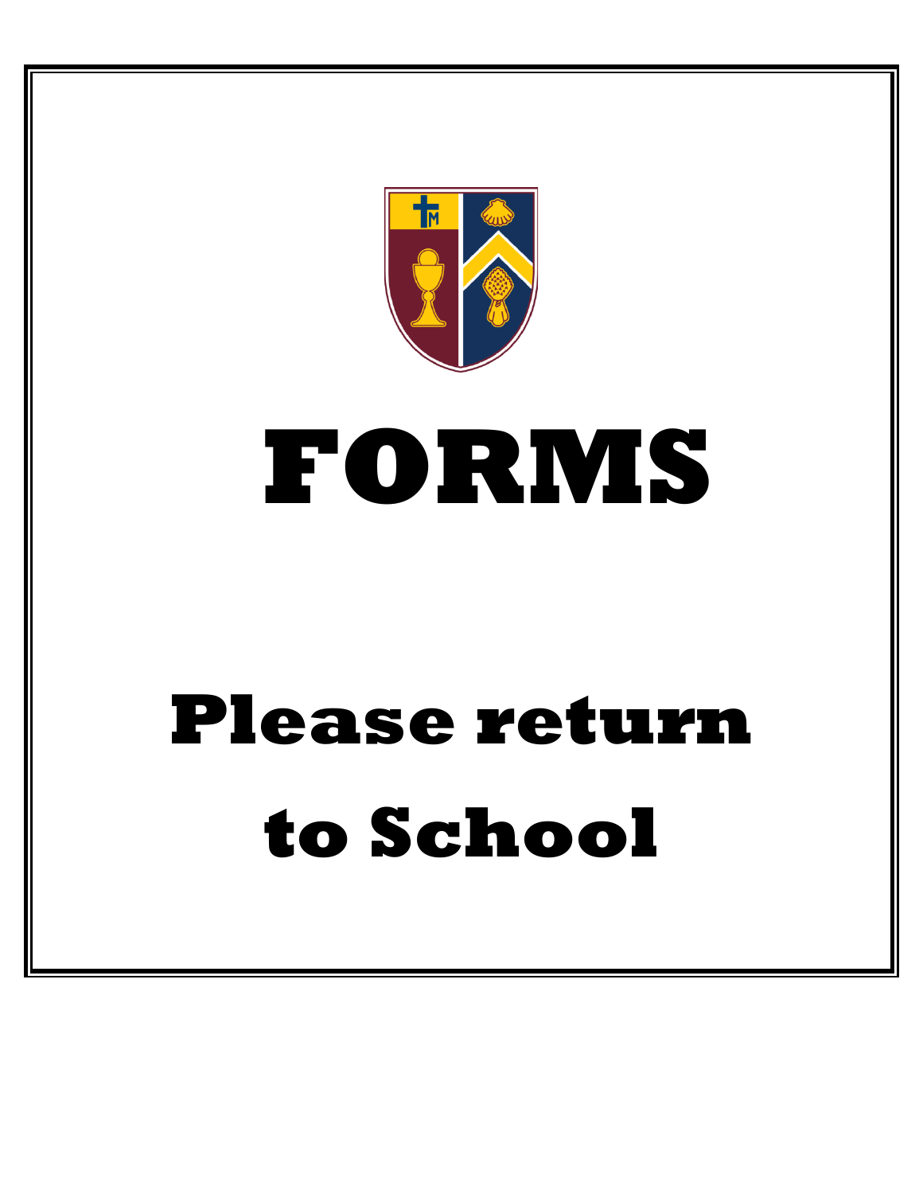# FORMS

# Please return to School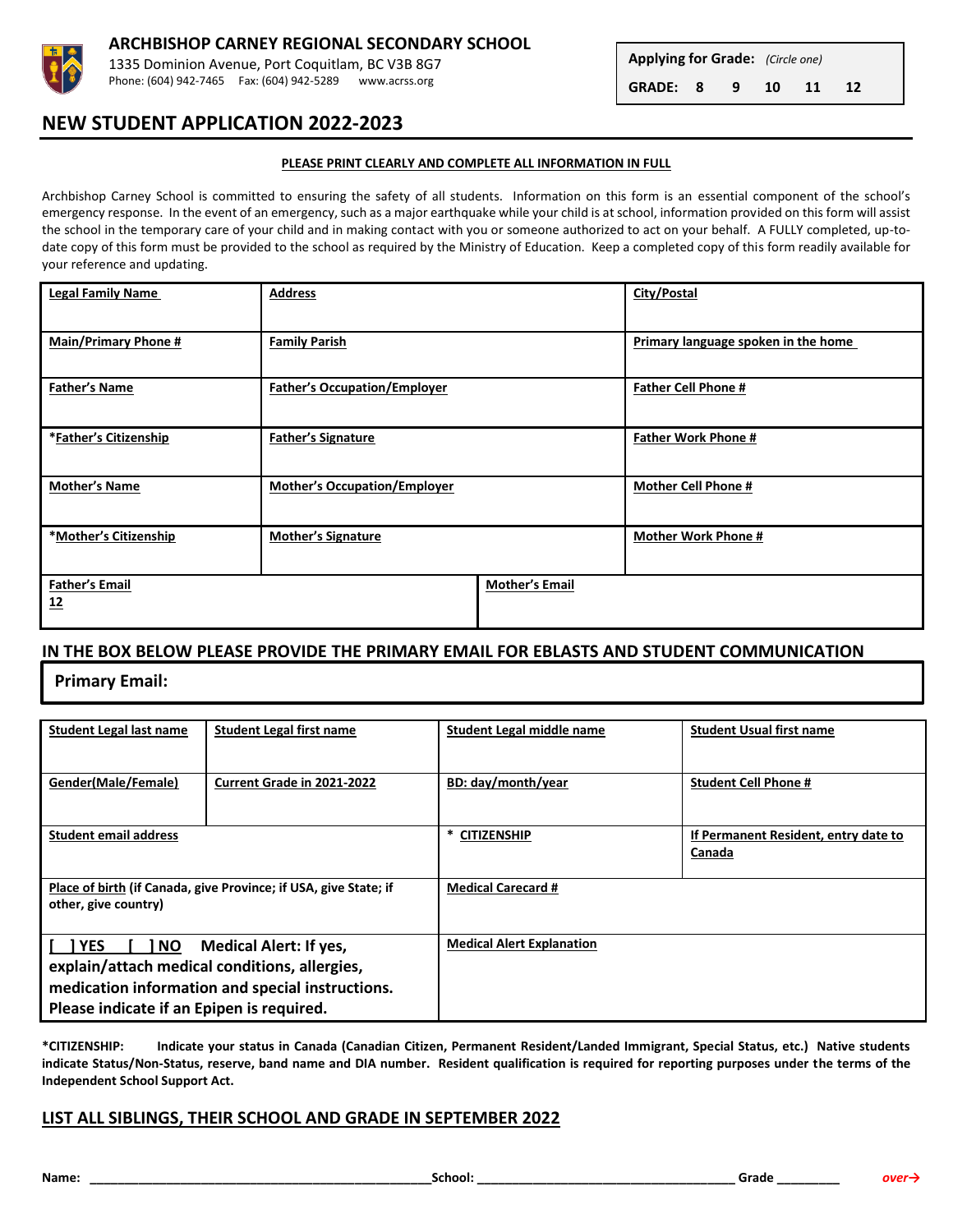**ARCHBISHOP CARNEY REGIONAL SECONDARY SCHOOL**
1335 Dominion Avenue, Port Coquitlam, BC V3B 8G7
Phone: (604) 942-7465 Fax: (604) 942-5289 www.acrss.org

**Applying for Grade:** *(Circle one)*
**GRADE: 8 9 10 11 12**

# NEW STUDENT APPLICATION 2022-2023

**PLEASE PRINT CLEARLY AND COMPLETE ALL INFORMATION IN FULL**

Archbishop Carney School is committed to ensuring the safety of all students. Information on this form is an essential component of the school's emergency response. In the event of an emergency, such as a major earthquake while your child is at school, information provided on this form will assist the school in the temporary care of your child and in making contact with you or someone authorized to act on your behalf. A FULLY completed, up-to-date copy of this form must be provided to the school as required by the Ministry of Education. Keep a completed copy of this form readily available for your reference and updating.

| Legal Family Name | Address | City/Postal |
|---|---|---|
| Main/Primary Phone # | Family Parish | Primary language spoken in the home |
| Father's Name | Father's Occupation/Employer | Father Cell Phone # |
| *Father's Citizenship | Father's Signature | Father Work Phone # |
| Mother's Name | Mother's Occupation/Employer | Mother Cell Phone # |
| *Mother's Citizenship | Mother's Signature | Mother Work Phone # |
| Father's Email 12 | Mother's Email | |

## IN THE BOX BELOW PLEASE PROVIDE THE PRIMARY EMAIL FOR EBLASTS AND STUDENT COMMUNICATION

**Primary Email:**

| Student Legal last name | Student Legal first name | Student Legal middle name | Student Usual first name |
|---|---|---|---|
| Gender(Male/Female) | Current Grade in 2021-2022 | BD: day/month/year | Student Cell Phone # |
| Student email address | | * CITIZENSHIP | If Permanent Resident, entry date to Canada |
| Place of birth (if Canada, give Province; if USA, give State; if other, give country) | | Medical Carecard # | |
| [ ] YES [ ] NO Medical Alert: If yes, explain/attach medical conditions, allergies, medication information and special instructions. Please indicate if an Epipen is required. | | Medical Alert Explanation | |

**\*CITIZENSHIP: Indicate your status in Canada (Canadian Citizen, Permanent Resident/Landed Immigrant, Special Status, etc.) Native students indicate Status/Non-Status, reserve, band name and DIA number. Resident qualification is required for reporting purposes under the terms of the Independent School Support Act.**

## LIST ALL SIBLINGS, THEIR SCHOOL AND GRADE IN SEPTEMBER 2022

**Name:** ______________________________________________ **School:** ___________________________________ **Grade** _________

*over→*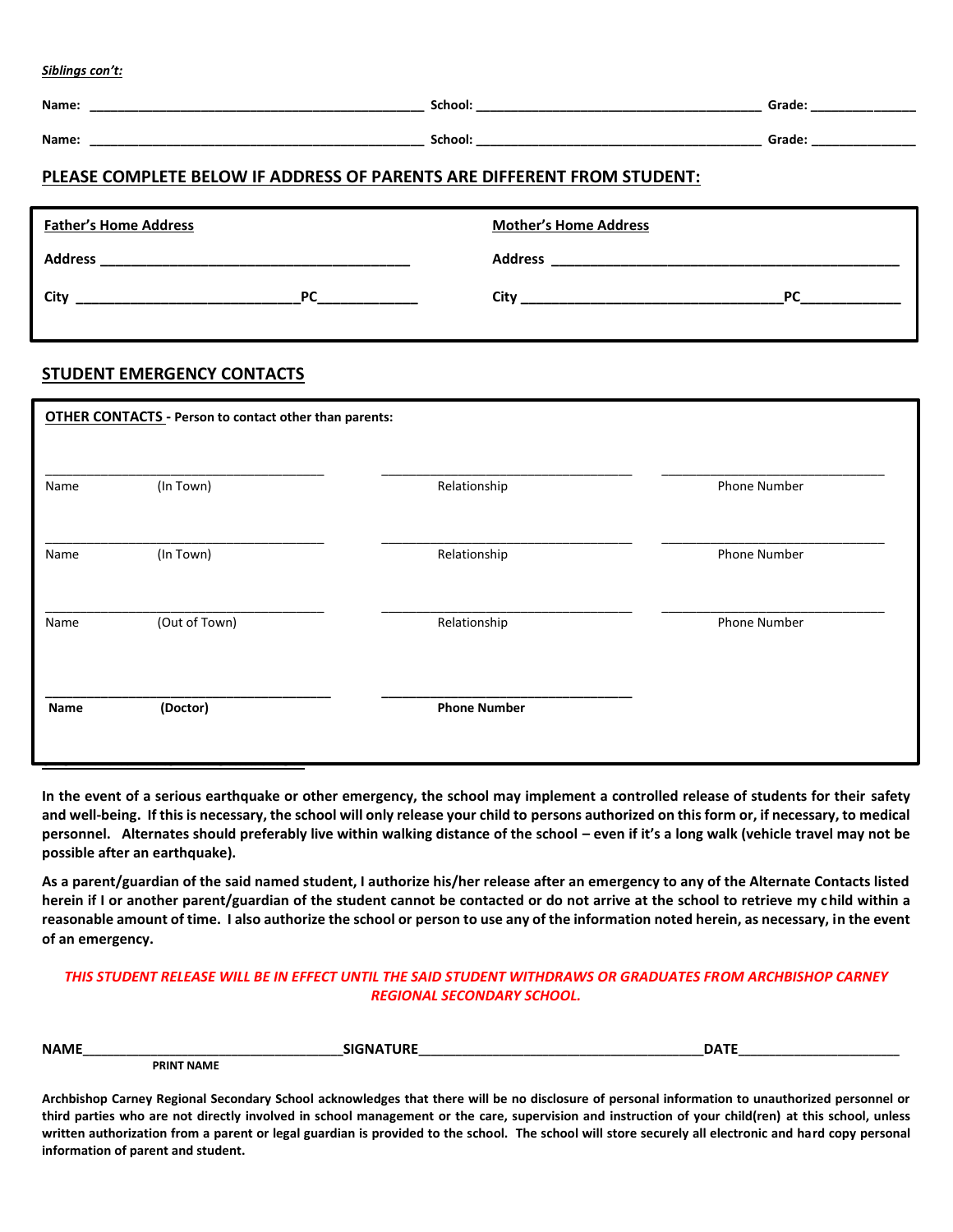***Siblings con't:***

**Name:** ______________________________________________ **School:** _______________________________________ **Grade:** ______________

**Name:** ______________________________________________ **School:** _______________________________________ **Grade:** ______________

## PLEASE COMPLETE BELOW IF ADDRESS OF PARENTS ARE DIFFERENT FROM STUDENT:

| **Father's Home Address** | **Mother's Home Address** |
|---|---|
| **Address** ________________________________________ | **Address** ______________________________________________ |
| **City** ____________________________ **PC** _____________ | **City** __________________________________ **PC** _____________ |

## STUDENT EMERGENCY CONTACTS

**OTHER CONTACTS - Person to contact other than parents:**

| Name (In Town) | Relationship | Phone Number |
|---|---|---|
| ____________________________________ | _________________________________ | _____________________________ |
| Name (In Town) | Relationship | Phone Number |
| ____________________________________ | _________________________________ | _____________________________ |
| Name (Out of Town) | Relationship | Phone Number |
| ____________________________________ | _________________________________ | _____________________________ |
| **Name (Doctor)** | **Phone Number** | |
| ____________________________________ | _________________________________ | |

**In the event of a serious earthquake or other emergency, the school may implement a controlled release of students for their safety and well-being. If this is necessary, the school will only release your child to persons authorized on this form or, if necessary, to medical personnel. Alternates should preferably live within walking distance of the school – even if it's a long walk (vehicle travel may not be possible after an earthquake).**

**As a parent/guardian of the said named student, I authorize his/her release after an emergency to any of the Alternate Contacts listed herein if I or another parent/guardian of the student cannot be contacted or do not arrive at the school to retrieve my child within a reasonable amount of time. I also authorize the school or person to use any of the information noted herein, as necessary, in the event of an emergency.**

***THIS STUDENT RELEASE WILL BE IN EFFECT UNTIL THE SAID STUDENT WITHDRAWS OR GRADUATES FROM ARCHBISHOP CARNEY REGIONAL SECONDARY SCHOOL.***

**NAME**__________________________________ **SIGNATURE**_____________________________________ **DATE**_____________________
**PRINT NAME**

**Archbishop Carney Regional Secondary School acknowledges that there will be no disclosure of personal information to unauthorized personnel or third parties who are not directly involved in school management or the care, supervision and instruction of your child(ren) at this school, unless written authorization from a parent or legal guardian is provided to the school. The school will store securely all electronic and hard copy personal information of parent and student.**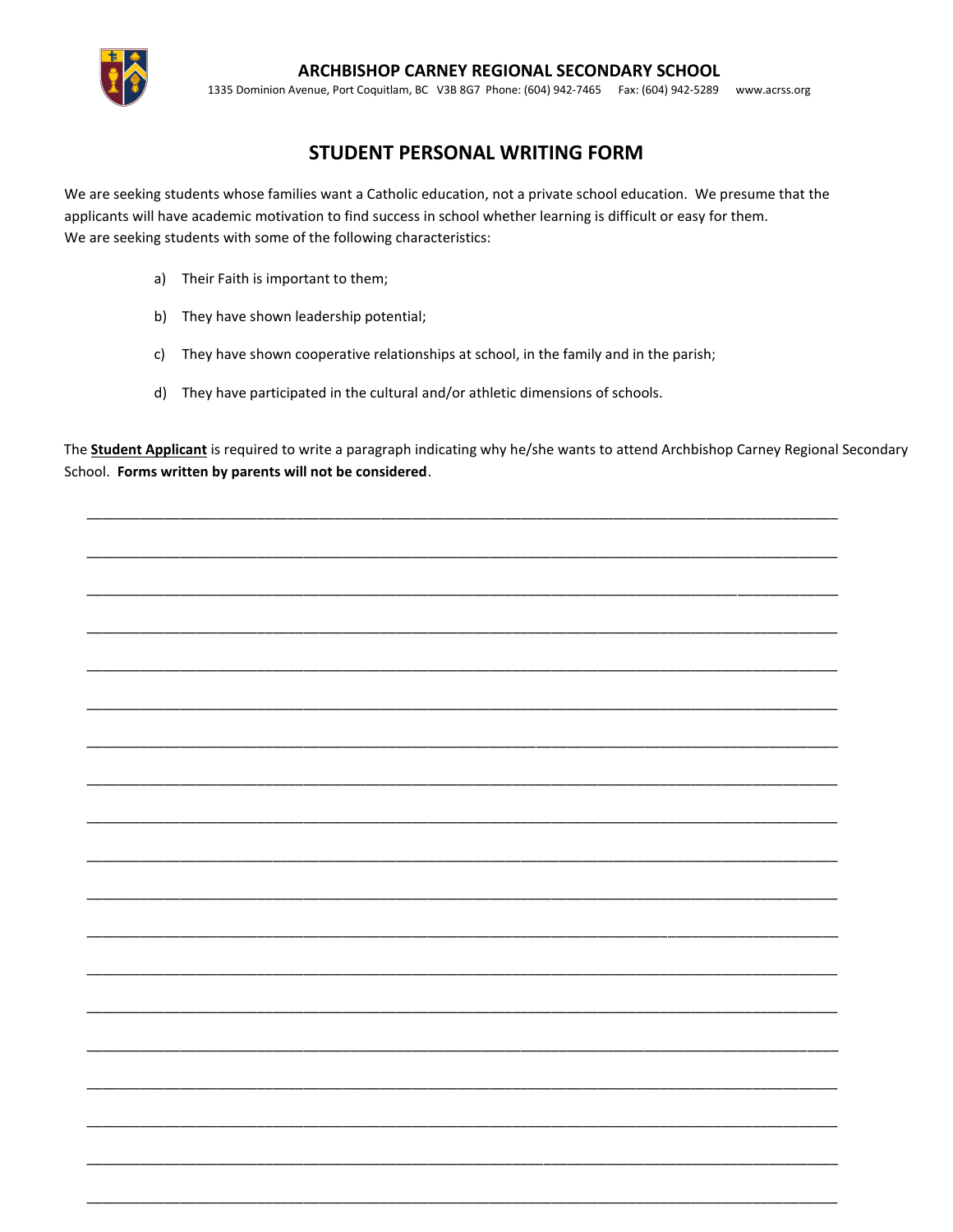**ARCHBISHOP CARNEY REGIONAL SECONDARY SCHOOL**

1335 Dominion Avenue, Port Coquitlam, BC V3B 8G7 Phone: (604) 942-7465 Fax: (604) 942-5289 www.acrss.org

# STUDENT PERSONAL WRITING FORM

We are seeking students whose families want a Catholic education, not a private school education. We presume that the applicants will have academic motivation to find success in school whether learning is difficult or easy for them.
We are seeking students with some of the following characteristics:

a) Their Faith is important to them;

b) They have shown leadership potential;

c) They have shown cooperative relationships at school, in the family and in the parish;

d) They have participated in the cultural and/or athletic dimensions of schools.

The **Student Applicant** is required to write a paragraph indicating why he/she wants to attend Archbishop Carney Regional Secondary School. **Forms written by parents will not be considered**.

\_\_\_\_\_\_\_\_\_\_\_\_\_\_\_\_\_\_\_\_\_\_\_\_\_\_\_\_\_\_\_\_\_\_\_\_\_\_\_\_\_\_\_\_\_\_\_\_\_\_\_\_\_\_\_\_\_\_\_\_\_\_\_\_\_\_\_\_\_\_\_\_\_\_\_\_\_\_

\_\_\_\_\_\_\_\_\_\_\_\_\_\_\_\_\_\_\_\_\_\_\_\_\_\_\_\_\_\_\_\_\_\_\_\_\_\_\_\_\_\_\_\_\_\_\_\_\_\_\_\_\_\_\_\_\_\_\_\_\_\_\_\_\_\_\_\_\_\_\_\_\_\_\_\_\_\_

\_\_\_\_\_\_\_\_\_\_\_\_\_\_\_\_\_\_\_\_\_\_\_\_\_\_\_\_\_\_\_\_\_\_\_\_\_\_\_\_\_\_\_\_\_\_\_\_\_\_\_\_\_\_\_\_\_\_\_\_\_\_\_\_\_\_\_\_\_\_\_\_\_\_\_\_\_\_

\_\_\_\_\_\_\_\_\_\_\_\_\_\_\_\_\_\_\_\_\_\_\_\_\_\_\_\_\_\_\_\_\_\_\_\_\_\_\_\_\_\_\_\_\_\_\_\_\_\_\_\_\_\_\_\_\_\_\_\_\_\_\_\_\_\_\_\_\_\_\_\_\_\_\_\_\_\_

\_\_\_\_\_\_\_\_\_\_\_\_\_\_\_\_\_\_\_\_\_\_\_\_\_\_\_\_\_\_\_\_\_\_\_\_\_\_\_\_\_\_\_\_\_\_\_\_\_\_\_\_\_\_\_\_\_\_\_\_\_\_\_\_\_\_\_\_\_\_\_\_\_\_\_\_\_\_

\_\_\_\_\_\_\_\_\_\_\_\_\_\_\_\_\_\_\_\_\_\_\_\_\_\_\_\_\_\_\_\_\_\_\_\_\_\_\_\_\_\_\_\_\_\_\_\_\_\_\_\_\_\_\_\_\_\_\_\_\_\_\_\_\_\_\_\_\_\_\_\_\_\_\_\_\_\_

\_\_\_\_\_\_\_\_\_\_\_\_\_\_\_\_\_\_\_\_\_\_\_\_\_\_\_\_\_\_\_\_\_\_\_\_\_\_\_\_\_\_\_\_\_\_\_\_\_\_\_\_\_\_\_\_\_\_\_\_\_\_\_\_\_\_\_\_\_\_\_\_\_\_\_\_\_\_

\_\_\_\_\_\_\_\_\_\_\_\_\_\_\_\_\_\_\_\_\_\_\_\_\_\_\_\_\_\_\_\_\_\_\_\_\_\_\_\_\_\_\_\_\_\_\_\_\_\_\_\_\_\_\_\_\_\_\_\_\_\_\_\_\_\_\_\_\_\_\_\_\_\_\_\_\_\_

\_\_\_\_\_\_\_\_\_\_\_\_\_\_\_\_\_\_\_\_\_\_\_\_\_\_\_\_\_\_\_\_\_\_\_\_\_\_\_\_\_\_\_\_\_\_\_\_\_\_\_\_\_\_\_\_\_\_\_\_\_\_\_\_\_\_\_\_\_\_\_\_\_\_\_\_\_\_

\_\_\_\_\_\_\_\_\_\_\_\_\_\_\_\_\_\_\_\_\_\_\_\_\_\_\_\_\_\_\_\_\_\_\_\_\_\_\_\_\_\_\_\_\_\_\_\_\_\_\_\_\_\_\_\_\_\_\_\_\_\_\_\_\_\_\_\_\_\_\_\_\_\_\_\_\_\_

\_\_\_\_\_\_\_\_\_\_\_\_\_\_\_\_\_\_\_\_\_\_\_\_\_\_\_\_\_\_\_\_\_\_\_\_\_\_\_\_\_\_\_\_\_\_\_\_\_\_\_\_\_\_\_\_\_\_\_\_\_\_\_\_\_\_\_\_\_\_\_\_\_\_\_\_\_\_

\_\_\_\_\_\_\_\_\_\_\_\_\_\_\_\_\_\_\_\_\_\_\_\_\_\_\_\_\_\_\_\_\_\_\_\_\_\_\_\_\_\_\_\_\_\_\_\_\_\_\_\_\_\_\_\_\_\_\_\_\_\_\_\_\_\_\_\_\_\_\_\_\_\_\_\_\_\_

\_\_\_\_\_\_\_\_\_\_\_\_\_\_\_\_\_\_\_\_\_\_\_\_\_\_\_\_\_\_\_\_\_\_\_\_\_\_\_\_\_\_\_\_\_\_\_\_\_\_\_\_\_\_\_\_\_\_\_\_\_\_\_\_\_\_\_\_\_\_\_\_\_\_\_\_\_\_

\_\_\_\_\_\_\_\_\_\_\_\_\_\_\_\_\_\_\_\_\_\_\_\_\_\_\_\_\_\_\_\_\_\_\_\_\_\_\_\_\_\_\_\_\_\_\_\_\_\_\_\_\_\_\_\_\_\_\_\_\_\_\_\_\_\_\_\_\_\_\_\_\_\_\_\_\_\_

\_\_\_\_\_\_\_\_\_\_\_\_\_\_\_\_\_\_\_\_\_\_\_\_\_\_\_\_\_\_\_\_\_\_\_\_\_\_\_\_\_\_\_\_\_\_\_\_\_\_\_\_\_\_\_\_\_\_\_\_\_\_\_\_\_\_\_\_\_\_\_\_\_\_\_\_\_\_

\_\_\_\_\_\_\_\_\_\_\_\_\_\_\_\_\_\_\_\_\_\_\_\_\_\_\_\_\_\_\_\_\_\_\_\_\_\_\_\_\_\_\_\_\_\_\_\_\_\_\_\_\_\_\_\_\_\_\_\_\_\_\_\_\_\_\_\_\_\_\_\_\_\_\_\_\_\_

\_\_\_\_\_\_\_\_\_\_\_\_\_\_\_\_\_\_\_\_\_\_\_\_\_\_\_\_\_\_\_\_\_\_\_\_\_\_\_\_\_\_\_\_\_\_\_\_\_\_\_\_\_\_\_\_\_\_\_\_\_\_\_\_\_\_\_\_\_\_\_\_\_\_\_\_\_\_

\_\_\_\_\_\_\_\_\_\_\_\_\_\_\_\_\_\_\_\_\_\_\_\_\_\_\_\_\_\_\_\_\_\_\_\_\_\_\_\_\_\_\_\_\_\_\_\_\_\_\_\_\_\_\_\_\_\_\_\_\_\_\_\_\_\_\_\_\_\_\_\_\_\_\_\_\_\_

\_\_\_\_\_\_\_\_\_\_\_\_\_\_\_\_\_\_\_\_\_\_\_\_\_\_\_\_\_\_\_\_\_\_\_\_\_\_\_\_\_\_\_\_\_\_\_\_\_\_\_\_\_\_\_\_\_\_\_\_\_\_\_\_\_\_\_\_\_\_\_\_\_\_\_\_\_\_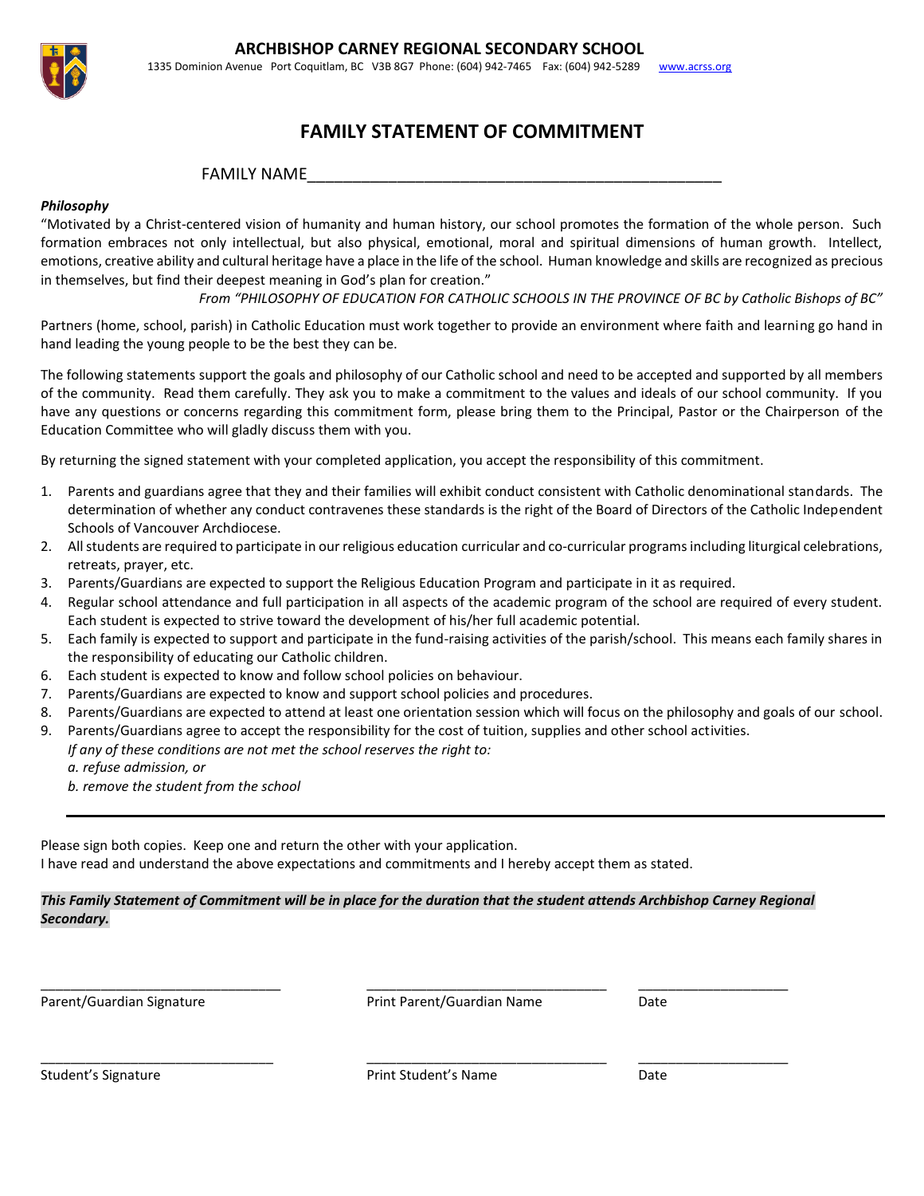# ARCHBISHOP CARNEY REGIONAL SECONDARY SCHOOL

1335 Dominion Avenue Port Coquitlam, BC V3B 8G7 Phone: (604) 942-7465 Fax: (604) 942-5289 www.acrss.org

## FAMILY STATEMENT OF COMMITMENT

FAMILY NAME_______________________________________________

***Philosophy***

"Motivated by a Christ-centered vision of humanity and human history, our school promotes the formation of the whole person. Such formation embraces not only intellectual, but also physical, emotional, moral and spiritual dimensions of human growth. Intellect, emotions, creative ability and cultural heritage have a place in the life of the school. Human knowledge and skills are recognized as precious in themselves, but find their deepest meaning in God's plan for creation."

*From "PHILOSOPHY OF EDUCATION FOR CATHOLIC SCHOOLS IN THE PROVINCE OF BC by Catholic Bishops of BC"*

Partners (home, school, parish) in Catholic Education must work together to provide an environment where faith and learning go hand in hand leading the young people to be the best they can be.

The following statements support the goals and philosophy of our Catholic school and need to be accepted and supported by all members of the community. Read them carefully. They ask you to make a commitment to the values and ideals of our school community. If you have any questions or concerns regarding this commitment form, please bring them to the Principal, Pastor or the Chairperson of the Education Committee who will gladly discuss them with you.

By returning the signed statement with your completed application, you accept the responsibility of this commitment.

1. Parents and guardians agree that they and their families will exhibit conduct consistent with Catholic denominational standards. The determination of whether any conduct contravenes these standards is the right of the Board of Directors of the Catholic Independent Schools of Vancouver Archdiocese.
2. All students are required to participate in our religious education curricular and co-curricular programs including liturgical celebrations, retreats, prayer, etc.
3. Parents/Guardians are expected to support the Religious Education Program and participate in it as required.
4. Regular school attendance and full participation in all aspects of the academic program of the school are required of every student. Each student is expected to strive toward the development of his/her full academic potential.
5. Each family is expected to support and participate in the fund-raising activities of the parish/school. This means each family shares in the responsibility of educating our Catholic children.
6. Each student is expected to know and follow school policies on behaviour.
7. Parents/Guardians are expected to know and support school policies and procedures.
8. Parents/Guardians are expected to attend at least one orientation session which will focus on the philosophy and goals of our school.
9. Parents/Guardians agree to accept the responsibility for the cost of tuition, supplies and other school activities.
   *If any of these conditions are not met the school reserves the right to:*
   *a. refuse admission, or*
   *b. remove the student from the school*

---

Please sign both copies. Keep one and return the other with your application.
I have read and understand the above expectations and commitments and I hereby accept them as stated.

***This Family Statement of Commitment will be in place for the duration that the student attends Archbishop Carney Regional Secondary.***

| ______________________________ | ______________________________ | __________________ |
|---|---|---|
| Parent/Guardian Signature | Print Parent/Guardian Name | Date |
| ______________________________ | ______________________________ | __________________ |
| Student's Signature | Print Student's Name | Date |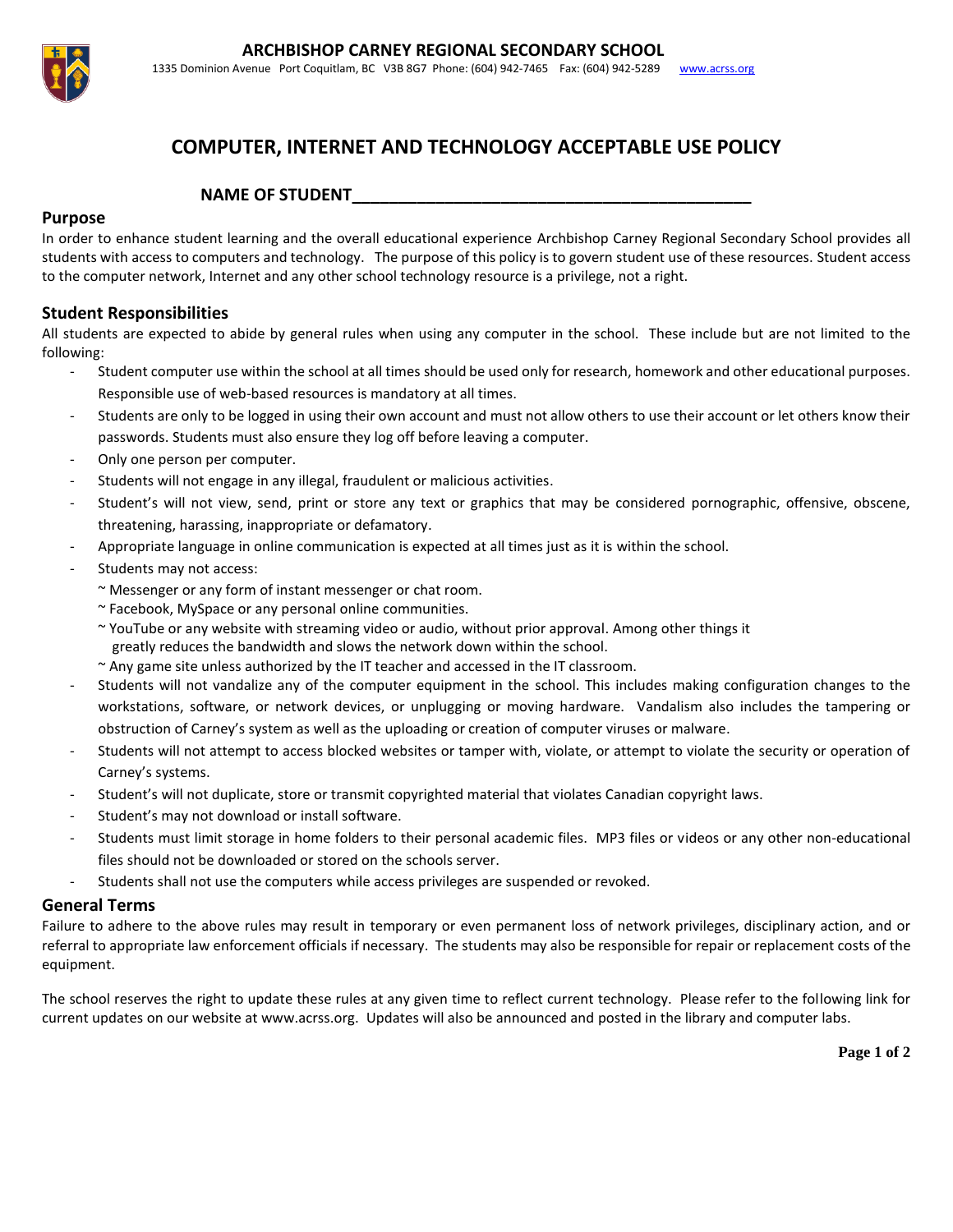**ARCHBISHOP CARNEY REGIONAL SECONDARY SCHOOL**

1335 Dominion Avenue Port Coquitlam, BC V3B 8G7 Phone: (604) 942-7465 Fax: (604) 942-5289 www.acrss.org

# COMPUTER, INTERNET AND TECHNOLOGY ACCEPTABLE USE POLICY

**NAME OF STUDENT____________________________________________**

## Purpose

In order to enhance student learning and the overall educational experience Archbishop Carney Regional Secondary School provides all students with access to computers and technology. The purpose of this policy is to govern student use of these resources. Student access to the computer network, Internet and any other school technology resource is a privilege, not a right.

## Student Responsibilities

All students are expected to abide by general rules when using any computer in the school. These include but are not limited to the following:

- Student computer use within the school at all times should be used only for research, homework and other educational purposes. Responsible use of web-based resources is mandatory at all times.
- Students are only to be logged in using their own account and must not allow others to use their account or let others know their passwords. Students must also ensure they log off before leaving a computer.
- Only one person per computer.
- Students will not engage in any illegal, fraudulent or malicious activities.
- Student's will not view, send, print or store any text or graphics that may be considered pornographic, offensive, obscene, threatening, harassing, inappropriate or defamatory.
- Appropriate language in online communication is expected at all times just as it is within the school.
- Students may not access:
  ~ Messenger or any form of instant messenger or chat room.
  ~ Facebook, MySpace or any personal online communities.
  ~ YouTube or any website with streaming video or audio, without prior approval. Among other things it greatly reduces the bandwidth and slows the network down within the school.
  ~ Any game site unless authorized by the IT teacher and accessed in the IT classroom.
- Students will not vandalize any of the computer equipment in the school. This includes making configuration changes to the workstations, software, or network devices, or unplugging or moving hardware. Vandalism also includes the tampering or obstruction of Carney's system as well as the uploading or creation of computer viruses or malware.
- Students will not attempt to access blocked websites or tamper with, violate, or attempt to violate the security or operation of Carney's systems.
- Student's will not duplicate, store or transmit copyrighted material that violates Canadian copyright laws.
- Student's may not download or install software.
- Students must limit storage in home folders to their personal academic files. MP3 files or videos or any other non-educational files should not be downloaded or stored on the schools server.
- Students shall not use the computers while access privileges are suspended or revoked.

## General Terms

Failure to adhere to the above rules may result in temporary or even permanent loss of network privileges, disciplinary action, and or referral to appropriate law enforcement officials if necessary. The students may also be responsible for repair or replacement costs of the equipment.

The school reserves the right to update these rules at any given time to reflect current technology. Please refer to the following link for current updates on our website at www.acrss.org. Updates will also be announced and posted in the library and computer labs.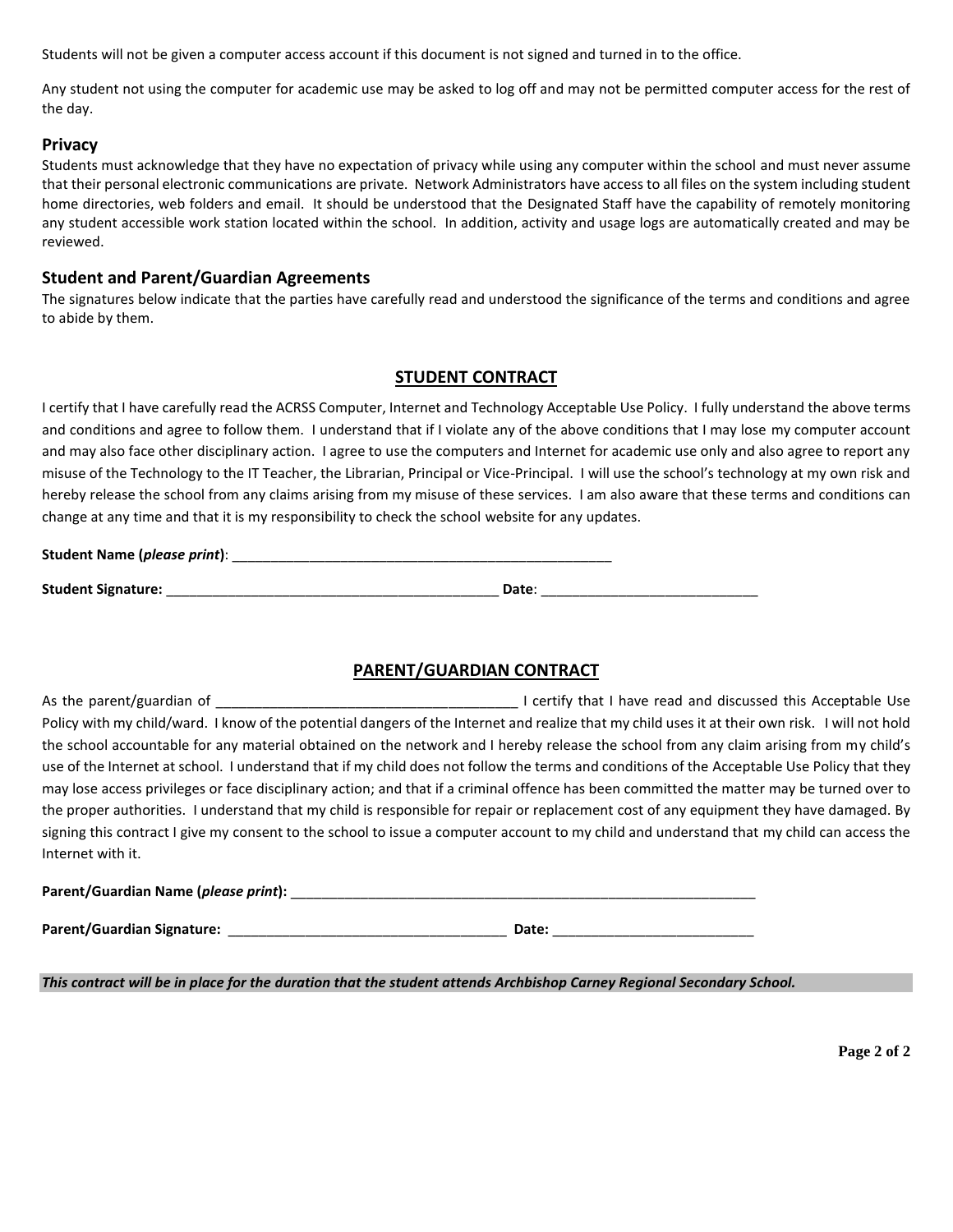Students will not be given a computer access account if this document is not signed and turned in to the office.

Any student not using the computer for academic use may be asked to log off and may not be permitted computer access for the rest of the day.

### Privacy

Students must acknowledge that they have no expectation of privacy while using any computer within the school and must never assume that their personal electronic communications are private. Network Administrators have access to all files on the system including student home directories, web folders and email. It should be understood that the Designated Staff have the capability of remotely monitoring any student accessible work station located within the school. In addition, activity and usage logs are automatically created and may be reviewed.

### Student and Parent/Guardian Agreements

The signatures below indicate that the parties have carefully read and understood the significance of the terms and conditions and agree to abide by them.

## STUDENT CONTRACT

I certify that I have carefully read the ACRSS Computer, Internet and Technology Acceptable Use Policy. I fully understand the above terms and conditions and agree to follow them. I understand that if I violate any of the above conditions that I may lose my computer account and may also face other disciplinary action. I agree to use the computers and Internet for academic use only and also agree to report any misuse of the Technology to the IT Teacher, the Librarian, Principal or Vice-Principal. I will use the school's technology at my own risk and hereby release the school from any claims arising from my misuse of these services. I am also aware that these terms and conditions can change at any time and that it is my responsibility to check the school website for any updates.

**Student Name (*please print*)**: ___________________________________________________

**Student Signature:** ____________________________________________ **Date**: ____________________________

## PARENT/GUARDIAN CONTRACT

As the parent/guardian of _______________________________________ I certify that I have read and discussed this Acceptable Use Policy with my child/ward. I know of the potential dangers of the Internet and realize that my child uses it at their own risk. I will not hold the school accountable for any material obtained on the network and I hereby release the school from any claim arising from my child's use of the Internet at school. I understand that if my child does not follow the terms and conditions of the Acceptable Use Policy that they may lose access privileges or face disciplinary action; and that if a criminal offence has been committed the matter may be turned over to the proper authorities. I understand that my child is responsible for repair or replacement cost of any equipment they have damaged. By signing this contract I give my consent to the school to issue a computer account to my child and understand that my child can access the Internet with it.

**Parent/Guardian Name (*please print*):** ______________________________________________________________

**Parent/Guardian Signature:** _____________________________________ **Date:** __________________________

***This contract will be in place for the duration that the student attends Archbishop Carney Regional Secondary School.***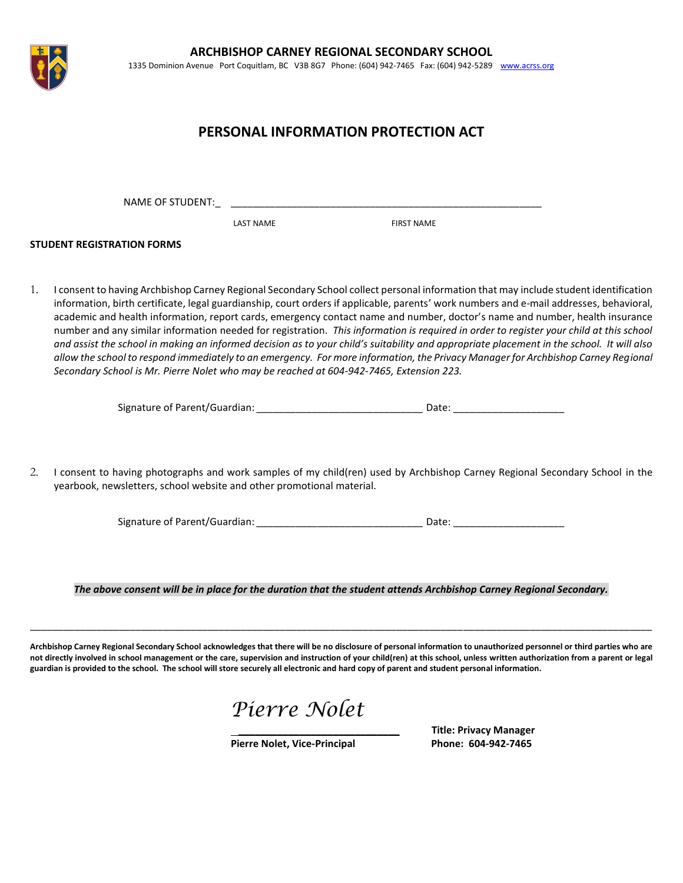**ARCHBISHOP CARNEY REGIONAL SECONDARY SCHOOL**

1335 Dominion Avenue Port Coquitlam, BC V3B 8G7 Phone: (604) 942-7465 Fax: (604) 942-5289 www.acrss.org

# PERSONAL INFORMATION PROTECTION ACT

NAME OF STUDENT:_ ____________________________________________________________

LAST NAME FIRST NAME

**STUDENT REGISTRATION FORMS**

1. I consent to having Archbishop Carney Regional Secondary School collect personal information that may include student identification information, birth certificate, legal guardianship, court orders if applicable, parents' work numbers and e-mail addresses, behavioral, academic and health information, report cards, emergency contact name and number, doctor's name and number, health insurance number and any similar information needed for registration. *This information is required in order to register your child at this school and assist the school in making an informed decision as to your child's suitability and appropriate placement in the school. It will also allow the school to respond immediately to an emergency. For more information, the Privacy Manager for Archbishop Carney Regional Secondary School is Mr. Pierre Nolet who may be reached at 604-942-7465, Extension 223.*

Signature of Parent/Guardian: ______________________________ Date: ____________________

2. I consent to having photographs and work samples of my child(ren) used by Archbishop Carney Regional Secondary School in the yearbook, newsletters, school website and other promotional material.

Signature of Parent/Guardian: ______________________________ Date: ____________________

***The above consent will be in place for the duration that the student attends Archbishop Carney Regional Secondary.***

---

**Archbishop Carney Regional Secondary School acknowledges that there will be no disclosure of personal information to unauthorized personnel or third parties who are not directly involved in school management or the care, supervision and instruction of your child(ren) at this school, unless written authorization from a parent or legal guardian is provided to the school. The school will store securely all electronic and hard copy of parent and student personal information.**

*Pierre Nolet*

**Pierre Nolet, Vice-Principal**

**Title: Privacy Manager**
**Phone: 604-942-7465**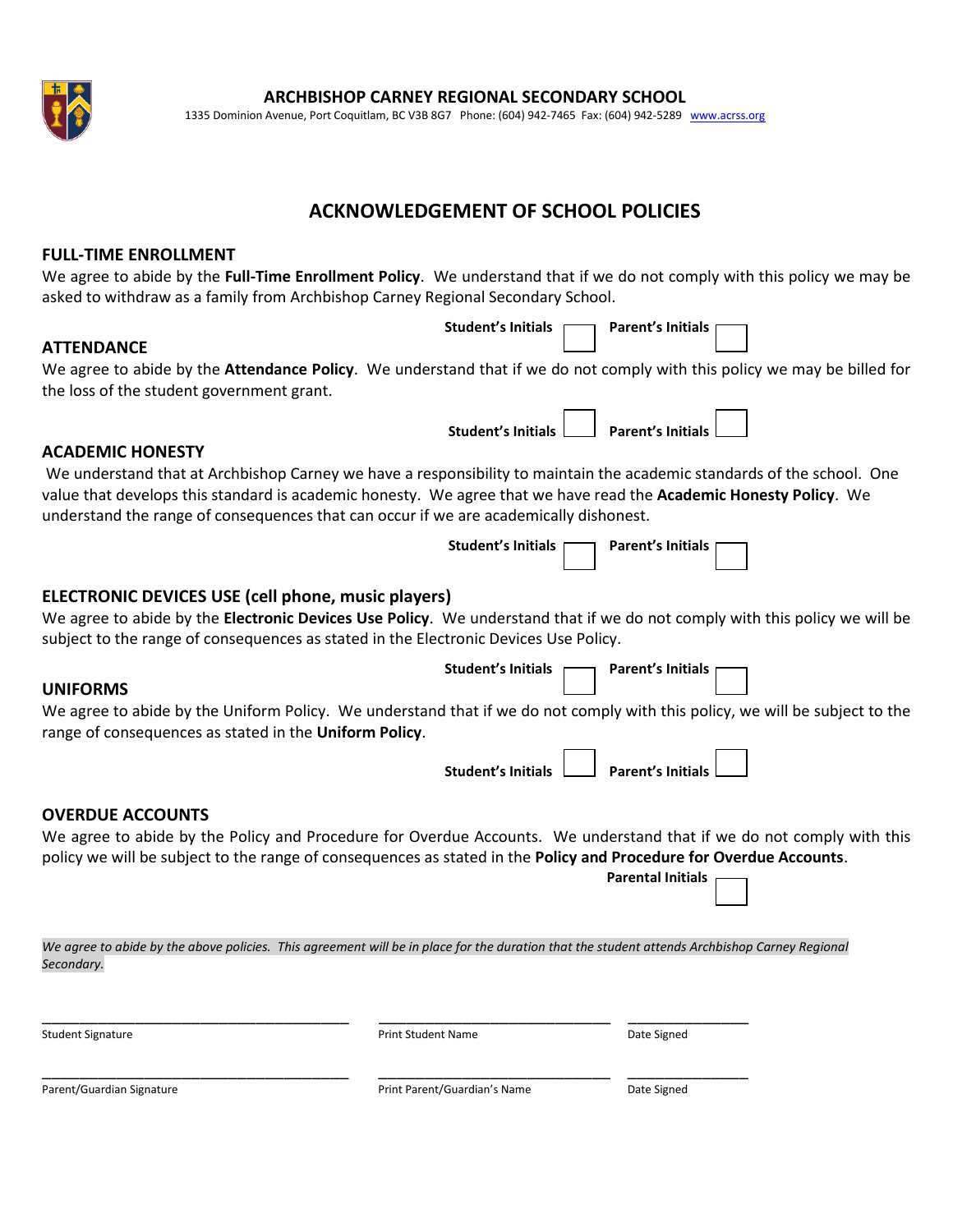**ARCHBISHOP CARNEY REGIONAL SECONDARY SCHOOL**

1335 Dominion Avenue, Port Coquitlam, BC V3B 8G7 Phone: (604) 942-7465 Fax: (604) 942-5289 www.acrss.org

# ACKNOWLEDGEMENT OF SCHOOL POLICIES

## FULL-TIME ENROLLMENT

We agree to abide by the **Full-Time Enrollment Policy**. We understand that if we do not comply with this policy we may be asked to withdraw as a family from Archbishop Carney Regional Secondary School.

**Student's Initials** ☐ **Parent's Initials** ☐

## ATTENDANCE

We agree to abide by the **Attendance Policy**. We understand that if we do not comply with this policy we may be billed for the loss of the student government grant.

**Student's Initials** ☐ **Parent's Initials** ☐

## ACADEMIC HONESTY

We understand that at Archbishop Carney we have a responsibility to maintain the academic standards of the school. One value that develops this standard is academic honesty. We agree that we have read the **Academic Honesty Policy**. We understand the range of consequences that can occur if we are academically dishonest.

**Student's Initials** ☐ **Parent's Initials** ☐

## ELECTRONIC DEVICES USE (cell phone, music players)

We agree to abide by the **Electronic Devices Use Policy**. We understand that if we do not comply with this policy we will be subject to the range of consequences as stated in the Electronic Devices Use Policy.

**Student's Initials** ☐ **Parent's Initials** ☐

## UNIFORMS

We agree to abide by the Uniform Policy. We understand that if we do not comply with this policy, we will be subject to the range of consequences as stated in the **Uniform Policy**.

**Student's Initials** ☐ **Parent's Initials** ☐

## OVERDUE ACCOUNTS

We agree to abide by the Policy and Procedure for Overdue Accounts. We understand that if we do not comply with this policy we will be subject to the range of consequences as stated in the **Policy and Procedure for Overdue Accounts**.

**Parental Initials** ☐

*We agree to abide by the above policies. This agreement will be in place for the duration that the student attends Archbishop Carney Regional Secondary.*

| _______________________________ | _______________________________ | _______________ |
|---|---|---|
| Student Signature | Print Student Name | Date Signed |
| _______________________________ | _______________________________ | _______________ |
| Parent/Guardian Signature | Print Parent/Guardian's Name | Date Signed |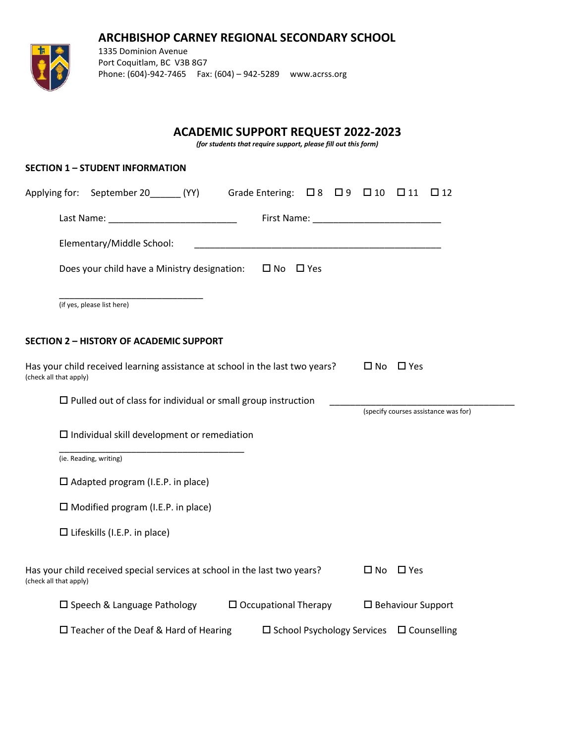# ARCHBISHOP CARNEY REGIONAL SECONDARY SCHOOL

1335 Dominion Avenue
Port Coquitlam, BC V3B 8G7
Phone: (604)-942-7465 Fax: (604) – 942-5289 www.acrss.org

## ACADEMIC SUPPORT REQUEST 2022-2023

***(for students that require support, please fill out this form)***

### SECTION 1 – STUDENT INFORMATION

Applying for: September 20______ (YY) Grade Entering: ☐ 8 ☐ 9 ☐ 10 ☐ 11 ☐ 12

Last Name: ________________________ First Name: ________________________

Elementary/Middle School: ______________________________________________

Does your child have a Ministry designation: ☐ No ☐ Yes

___________________________
(if yes, please list here)

### SECTION 2 – HISTORY OF ACADEMIC SUPPORT

Has your child received learning assistance at school in the last two years? ☐ No ☐ Yes
(check all that apply)

☐ Pulled out of class for individual or small group instruction ____________________________________
(specify courses assistance was for)

☐ Individual skill development or remediation

___________________________________
(ie. Reading, writing)

☐ Adapted program (I.E.P. in place)

☐ Modified program (I.E.P. in place)

☐ Lifeskills (I.E.P. in place)

Has your child received special services at school in the last two years? ☐ No ☐ Yes
(check all that apply)

☐ Speech & Language Pathology ☐ Occupational Therapy ☐ Behaviour Support

☐ Teacher of the Deaf & Hard of Hearing ☐ School Psychology Services ☐ Counselling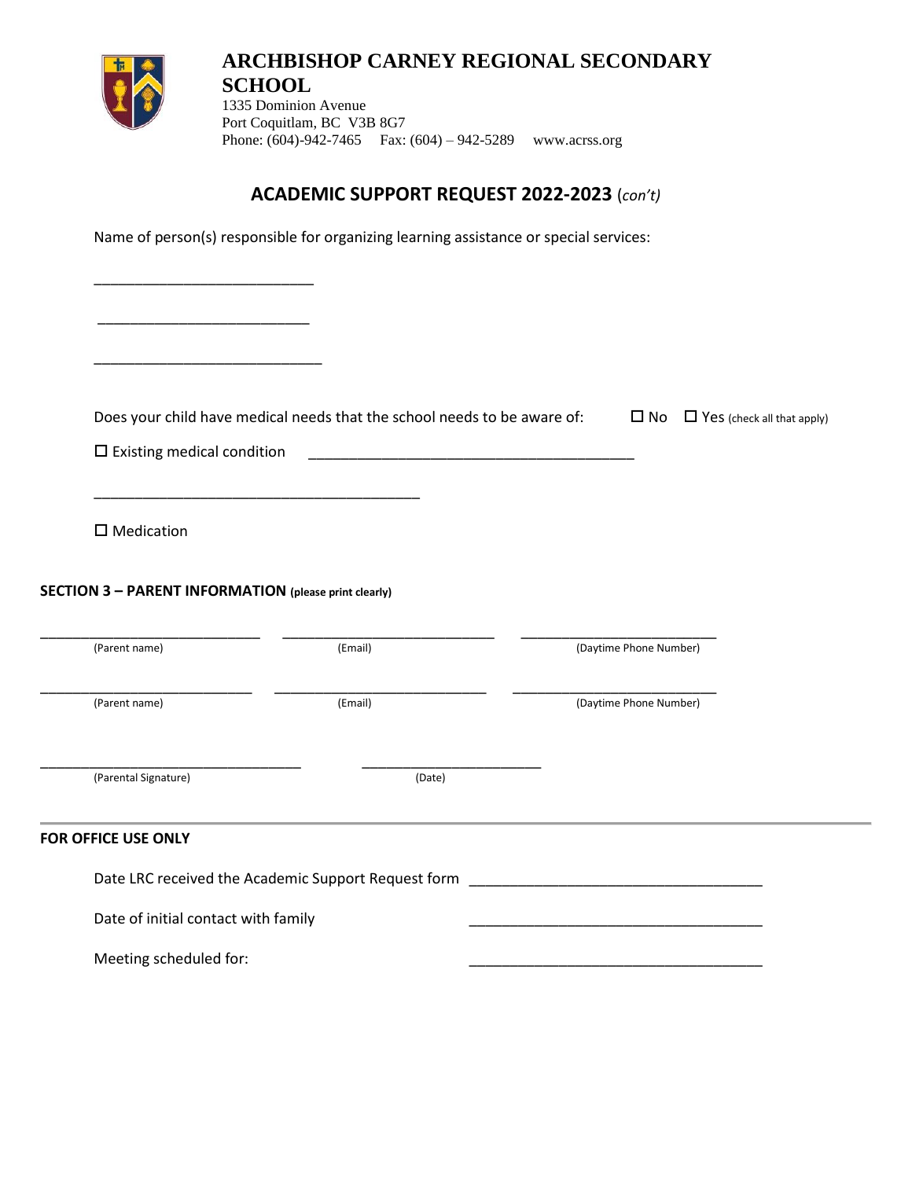# ARCHBISHOP CARNEY REGIONAL SECONDARY SCHOOL

1335 Dominion Avenue
Port Coquitlam, BC V3B 8G7
Phone: (604)-942-7465 Fax: (604) – 942-5289 www.acrss.org

## ACADEMIC SUPPORT REQUEST 2022-2023 (*con't*)

Name of person(s) responsible for organizing learning assistance or special services:

___________________________

___________________________

___________________________

Does your child have medical needs that the school needs to be aware of: ☐ No ☐ Yes (check all that apply)

☐ Existing medical condition ________________________________________

________________________________________

☐ Medication

### SECTION 3 – PARENT INFORMATION (please print clearly)

| (Parent name) | (Email) | (Daytime Phone Number) |
|---|---|---|
| ___________________________ | ___________________________ | ___________________________ |

| (Parent name) | (Email) | (Daytime Phone Number) |
|---|---|---|
| ___________________________ | ___________________________ | ___________________________ |

________________________________ ______________________
(Parental Signature) (Date)

---

### FOR OFFICE USE ONLY

Date LRC received the Academic Support Request form ____________________________________

Date of initial contact with family ____________________________________

Meeting scheduled for: ____________________________________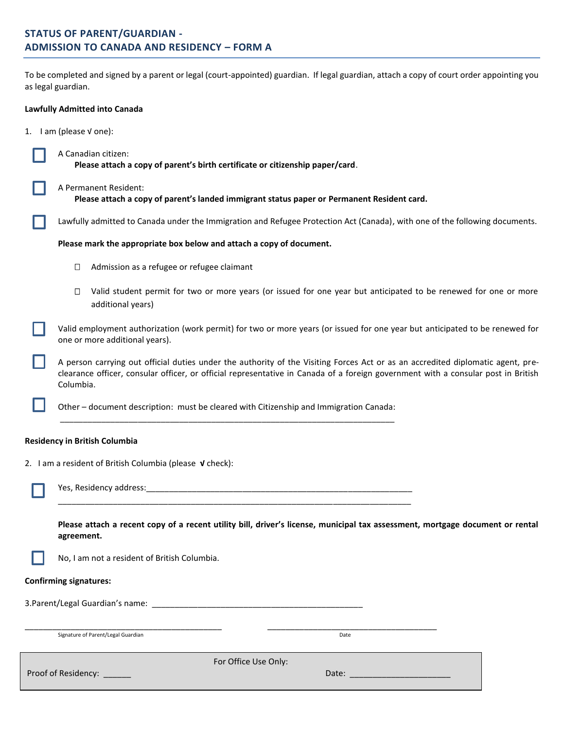## STATUS OF PARENT/GUARDIAN - ADMISSION TO CANADA AND RESIDENCY – FORM A

To be completed and signed by a parent or legal (court-appointed) guardian. If legal guardian, attach a copy of court order appointing you as legal guardian.

**Lawfully Admitted into Canada**

1. I am (please √ one):

☐ A Canadian citizen:
**Please attach a copy of parent's birth certificate or citizenship paper/card**.

☐ A Permanent Resident:
**Please attach a copy of parent's landed immigrant status paper or Permanent Resident card.**

☐ Lawfully admitted to Canada under the Immigration and Refugee Protection Act (Canada), with one of the following documents.

**Please mark the appropriate box below and attach a copy of document.**

- ☐ Admission as a refugee or refugee claimant
- ☐ Valid student permit for two or more years (or issued for one year but anticipated to be renewed for one or more additional years)

☐ Valid employment authorization (work permit) for two or more years (or issued for one year but anticipated to be renewed for one or more additional years).

☐ A person carrying out official duties under the authority of the Visiting Forces Act or as an accredited diplomatic agent, pre-clearance officer, consular officer, or official representative in Canada of a foreign government with a consular post in British Columbia.

☐ Other – document description: must be cleared with Citizenship and Immigration Canada:
___________________________________________________________________________

**Residency in British Columbia**

2. I am a resident of British Columbia (please **√** check):

☐ Yes, Residency address:____________________________________________________________
________________________________________________________________________________

**Please attach a recent copy of a recent utility bill, driver's license, municipal tax assessment, mortgage document or rental agreement.**

☐ No, I am not a resident of British Columbia.

**Confirming signatures:**

3.Parent/Legal Guardian's name: _______________________________________________

_____________________________________________ &nbsp;&nbsp;&nbsp;&nbsp; _______________________________________
Signature of Parent/Legal Guardian &nbsp;&nbsp;&nbsp;&nbsp; Date

| For Office Use Only: | |
|---|---|
| Proof of Residency: ______ | Date: _____________________ |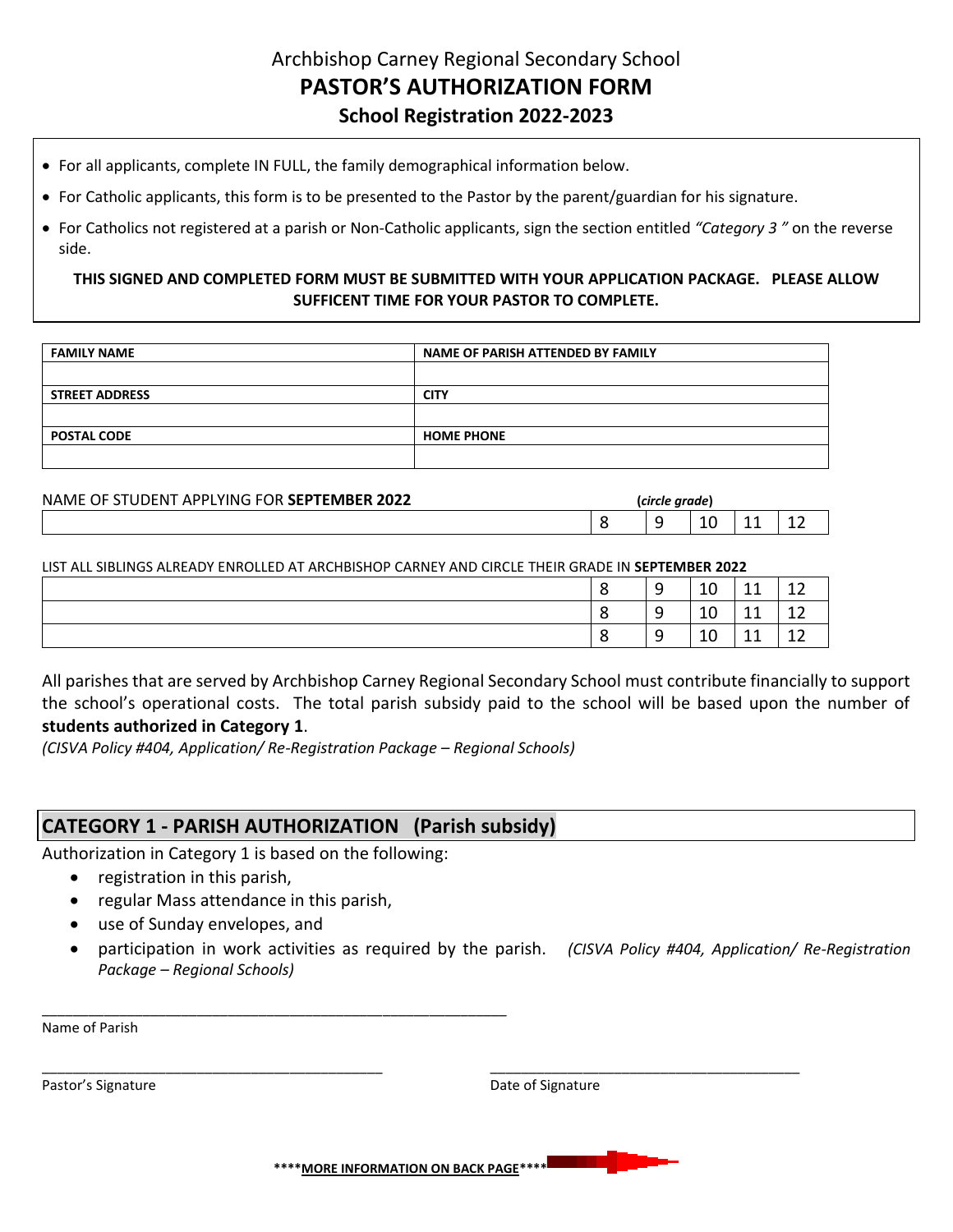# Archbishop Carney Regional Secondary School
# **PASTOR'S AUTHORIZATION FORM**
## **School Registration 2022-2023**

- For all applicants, complete IN FULL, the family demographical information below.
- For Catholic applicants, this form is to be presented to the Pastor by the parent/guardian for his signature.
- For Catholics not registered at a parish or Non-Catholic applicants, sign the section entitled *"Category 3 "* on the reverse side.

**THIS SIGNED AND COMPLETED FORM MUST BE SUBMITTED WITH YOUR APPLICATION PACKAGE. PLEASE ALLOW SUFFICENT TIME FOR YOUR PASTOR TO COMPLETE.**

| **FAMILY NAME** | **NAME OF PARISH ATTENDED BY FAMILY** |
|---|---|
| | |
| **STREET ADDRESS** | **CITY** |
| | |
| **POSTAL CODE** | **HOME PHONE** |
| | |

NAME OF STUDENT APPLYING FOR **SEPTEMBER 2022** (*circle grade*)

| | 8 | 9 | 10 | 11 | 12 |
|---|---|---|---|---|---|

LIST ALL SIBLINGS ALREADY ENROLLED AT ARCHBISHOP CARNEY AND CIRCLE THEIR GRADE IN **SEPTEMBER 2022**

| | 8 | 9 | 10 | 11 | 12 |
|---|---|---|---|---|---|
| | 8 | 9 | 10 | 11 | 12 |
| | 8 | 9 | 10 | 11 | 12 |

All parishes that are served by Archbishop Carney Regional Secondary School must contribute financially to support the school's operational costs. The total parish subsidy paid to the school will be based upon the number of **students authorized in Category 1**.
*(CISVA Policy #404, Application/ Re-Registration Package – Regional Schools)*

## **CATEGORY 1 - PARISH AUTHORIZATION (Parish subsidy)**

Authorization in Category 1 is based on the following:

- registration in this parish,
- regular Mass attendance in this parish,
- use of Sunday envelopes, and
- participation in work activities as required by the parish. *(CISVA Policy #404, Application/ Re-Registration Package – Regional Schools)*

\_\_\_\_\_\_\_\_\_\_\_\_\_\_\_\_\_\_\_\_\_\_\_\_\_\_\_\_\_\_\_\_\_\_\_\_\_\_\_\_\_\_\_\_\_\_\_\_\_\_\_\_\_\_
Name of Parish

\_\_\_\_\_\_\_\_\_\_\_\_\_\_\_\_\_\_\_\_\_\_\_\_\_\_\_\_\_\_\_\_\_\_\_\_\_\_\_\_\_\_ \_\_\_\_\_\_\_\_\_\_\_\_\_\_\_\_\_\_\_\_\_\_\_\_\_\_\_\_\_\_\_\_\_\_\_\_\_\_\_\_
Pastor's Signature Date of Signature

****<u>**MORE INFORMATION ON BACK PAGE**</u>****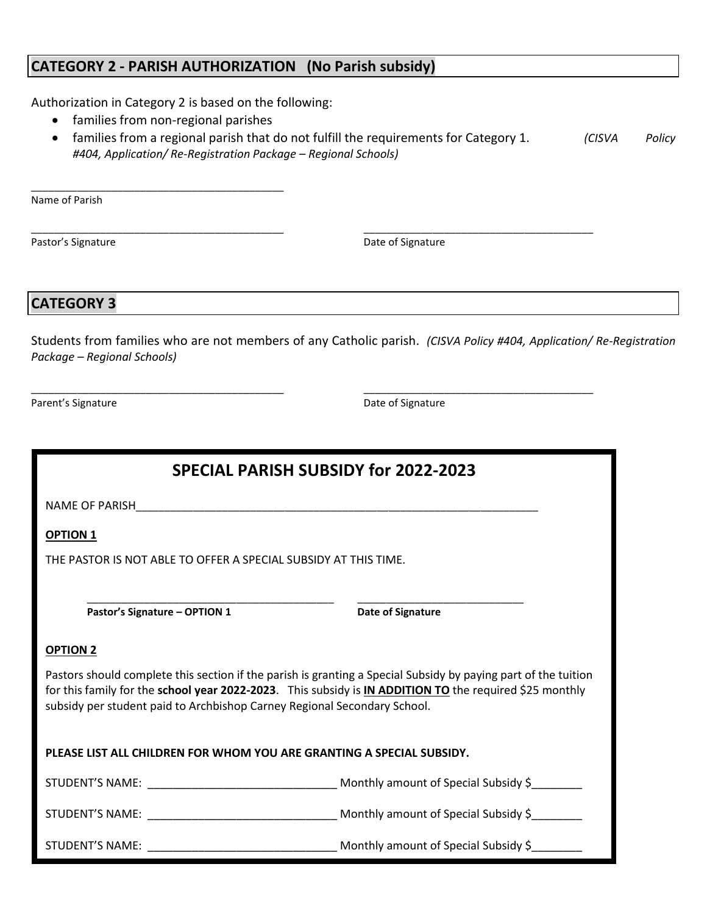## CATEGORY 2 - PARISH AUTHORIZATION (No Parish subsidy)

Authorization in Category 2 is based on the following:

- families from non-regional parishes
- families from a regional parish that do not fulfill the requirements for Category 1. *(CISVA Policy #404, Application/ Re-Registration Package – Regional Schools)*

\_\_\_\_\_\_\_\_\_\_\_\_\_\_\_\_\_\_\_\_\_\_\_\_\_\_\_\_\_\_\_\_\_\_\_\_\_\_\_\_\_\_
Name of Parish

\_\_\_\_\_\_\_\_\_\_\_\_\_\_\_\_\_\_\_\_\_\_\_\_\_\_\_\_\_\_\_\_\_\_\_\_\_\_\_\_\_\_ \_\_\_\_\_\_\_\_\_\_\_\_\_\_\_\_\_\_\_\_\_\_\_\_\_\_\_\_\_\_\_\_\_\_\_\_\_\_
Pastor's Signature Date of Signature

## CATEGORY 3

Students from families who are not members of any Catholic parish. *(CISVA Policy #404, Application/ Re-Registration Package – Regional Schools)*

\_\_\_\_\_\_\_\_\_\_\_\_\_\_\_\_\_\_\_\_\_\_\_\_\_\_\_\_\_\_\_\_\_\_\_\_\_\_\_\_\_\_ \_\_\_\_\_\_\_\_\_\_\_\_\_\_\_\_\_\_\_\_\_\_\_\_\_\_\_\_\_\_\_\_\_\_\_\_\_\_
Parent's Signature Date of Signature

## SPECIAL PARISH SUBSIDY for 2022-2023

NAME OF PARISH\_\_\_\_\_\_\_\_\_\_\_\_\_\_\_\_\_\_\_\_\_\_\_\_\_\_\_\_\_\_\_\_\_\_\_\_\_\_\_\_\_\_\_\_\_\_\_\_\_\_\_\_\_\_\_\_\_\_\_\_\_\_\_\_

**OPTION 1**

THE PASTOR IS NOT ABLE TO OFFER A SPECIAL SUBSIDY AT THIS TIME.

\_\_\_\_\_\_\_\_\_\_\_\_\_\_\_\_\_\_\_\_\_\_\_\_\_\_\_\_\_\_\_\_\_\_\_\_\_\_\_\_\_\_ \_\_\_\_\_\_\_\_\_\_\_\_\_\_\_\_\_\_\_\_\_\_\_\_\_\_\_\_\_\_
**Pastor's Signature – OPTION 1** **Date of Signature**

**OPTION 2**

Pastors should complete this section if the parish is granting a Special Subsidy by paying part of the tuition for this family for the **school year 2022-2023**. This subsidy is **IN ADDITION TO** the required $25 monthly subsidy per student paid to Archbishop Carney Regional Secondary School.

**PLEASE LIST ALL CHILDREN FOR WHOM YOU ARE GRANTING A SPECIAL SUBSIDY.**

STUDENT'S NAME: \_\_\_\_\_\_\_\_\_\_\_\_\_\_\_\_\_\_\_\_\_\_\_\_\_\_\_\_\_\_ Monthly amount of Special Subsidy $\_\_\_\_\_\_\_\_

STUDENT'S NAME: \_\_\_\_\_\_\_\_\_\_\_\_\_\_\_\_\_\_\_\_\_\_\_\_\_\_\_\_\_\_ Monthly amount of Special Subsidy $\_\_\_\_\_\_\_\_

STUDENT'S NAME: \_\_\_\_\_\_\_\_\_\_\_\_\_\_\_\_\_\_\_\_\_\_\_\_\_\_\_\_\_\_ Monthly amount of Special Subsidy $\_\_\_\_\_\_\_\_